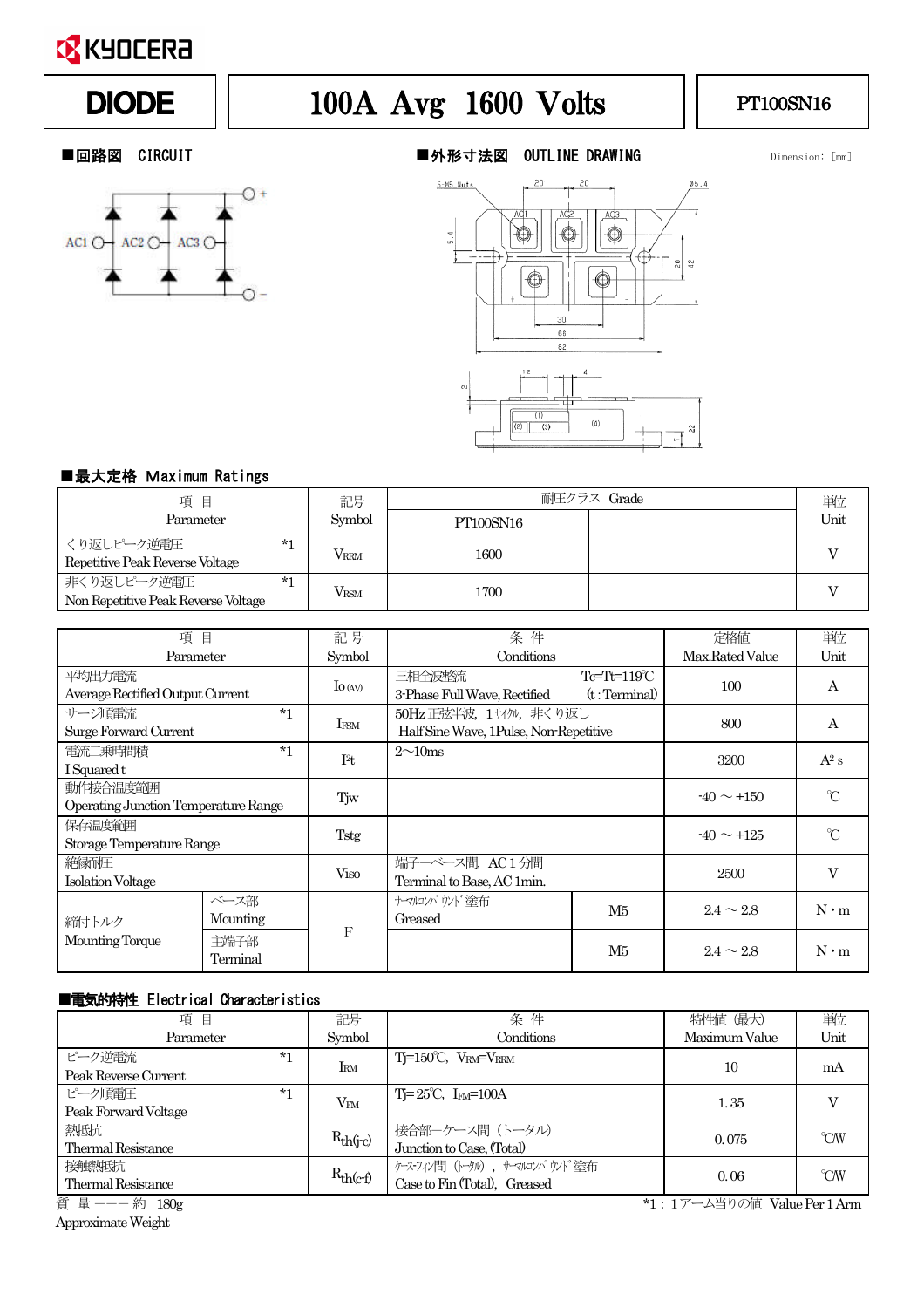KYOCERA

| DIODE | 100A Avg 1600 Volts | PT100SN16 |
|---|---|---|

## ■回路図 CIRCUIT

## ■外形寸法図 OUTLINE DRAWING

Dimension: [mm]

## ■最大定格 Maximum Ratings

| 項 目 Parameter | 記号 Symbol | 耐圧クラス Grade PT100SN16 | | 単位 Unit |
|---|---|---|---|---|
| くり返しピーク逆電圧 *1 Repetitive Peak Reverse Voltage | $V_{RRM}$ | 1600 | | V |
| 非くり返しピーク逆電圧 *1 Non Repetitive Peak Reverse Voltage | $V_{RSM}$ | 1700 | | V |

| 項 目 Parameter | | 記 号 Symbol | 条 件 Conditions | | 定格値 Max.Rated Value | 単位 Unit |
|---|---|---|---|---|---|---|
| 平均出力電流 Average Rectified Output Current | | $I_{O(AV)}$ | 三相全波整流 3-Phase Full Wave, Rectified | Tc=Tt=119℃ (t : Terminal) | 100 | A |
| サージ順電流 *1 Surge Forward Current | | $I_{FSM}$ | 50Hz 正弦半波, 1サイクル, 非くり返し Half Sine Wave, 1Pulse, Non-Repetitive | | 800 | A |
| 電流二乗時間積 *1 I Squared t | | $I^2t$ | 2～10ms | | 3200 | $A^2s$ |
| 動作接合温度範囲 Operating Junction Temperature Range | | Tjw | | | -40 ～ +150 | ℃ |
| 保存温度範囲 Storage Temperature Range | | Tstg | | | -40 ～ +125 | ℃ |
| 絶縁耐圧 Isolation Voltage | | Viso | 端子―ベース間, AC 1 分間 Terminal to Base, AC 1min. | | 2500 | V |
| 締付トルク Mounting Torque | ベース部 Mounting | F | サーマルコンパウンド塗布 Greased | M5 | 2.4 ～ 2.8 | N・m |
| | 主端子部 Terminal | | | M5 | 2.4 ～ 2.8 | N・m |

## ■電気的特性 Electrical Characteristics

| 項 目 Parameter | 記号 Symbol | 条 件 Conditions | 特性値（最大） Maximum Value | 単位 Unit |
|---|---|---|---|---|
| ピーク逆電流 *1 Peak Reverse Current | $I_{RM}$ | Tj=150℃, $V_{RM}$=$V_{RRM}$ | 10 | mA |
| ピーク順電圧 *1 Peak Forward Voltage | $V_{FM}$ | Tj=25℃, $I_{FM}$=100A | 1.35 | V |
| 熱抵抗 Thermal Resistance | $R_{th(j\text{-}c)}$ | 接合部―ケース間（トータル） Junction to Case, (Total) | 0.075 | ℃/W |
| 接触熱抵抗 Thermal Resistance | $R_{th(c\text{-}f)}$ | ケース-フィン間（トータル）, サーマルコンパウンド塗布 Case to Fin (Total), Greased | 0.06 | ℃/W |

質 量 ――― 約 180g
Approximate Weight

*1 : 1アーム当りの値 Value Per 1 Arm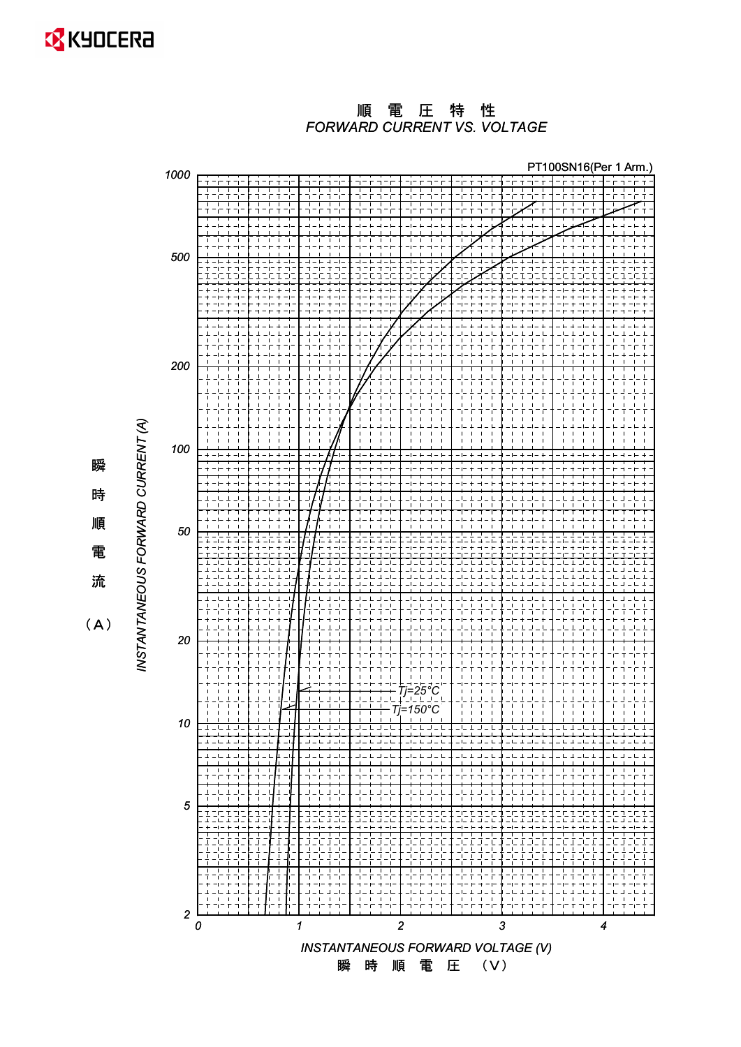# 順 電 圧 特 性

## FORWARD CURRENT VS. VOLTAGE

PT100SN16(Per 1 Arm.)

INSTANTANEOUS FORWARD CURRENT (A)

瞬時順電流 （A）

1000, 500, 200, 100, 50, 20, 10, 5, 2

Tj=25°C

Tj=150°C

0, 1, 2, 3, 4

INSTANTANEOUS FORWARD VOLTAGE (V)

瞬 時 順 電 圧 （V）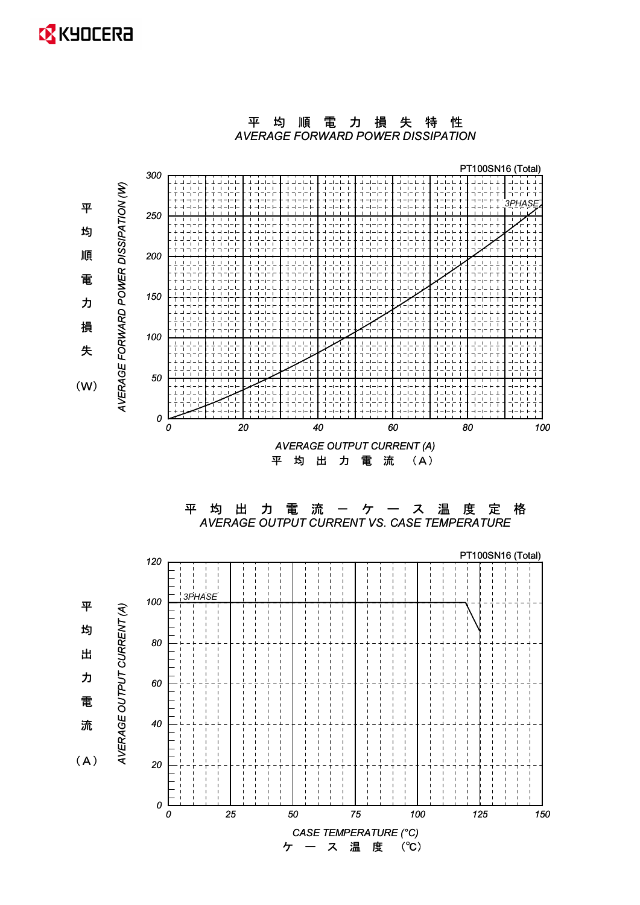## 平 均 順 電 力 損 失 特 性
## AVERAGE FORWARD POWER DISSIPATION

PT100SN16 (Total)

平均順電力損失 (W)
AVERAGE FORWARD POWER DISSIPATION (W)

300, 250, 200, 150, 100, 50, 0

3PHASE

0, 20, 40, 60, 80, 100

AVERAGE OUTPUT CURRENT (A)
平 均 出 力 電 流 (A)

## 平 均 出 力 電 流 ー ケ ー ス 温 度 定 格
## AVERAGE OUTPUT CURRENT VS. CASE TEMPERATURE

PT100SN16 (Total)

平均出力電流 (A)
AVERAGE OUTPUT CURRENT (A)

120, 100, 80, 60, 40, 20, 0

3PHASE

0, 25, 50, 75, 100, 125, 150

CASE TEMPERATURE (°C)
ケ ー ス 温 度 (℃)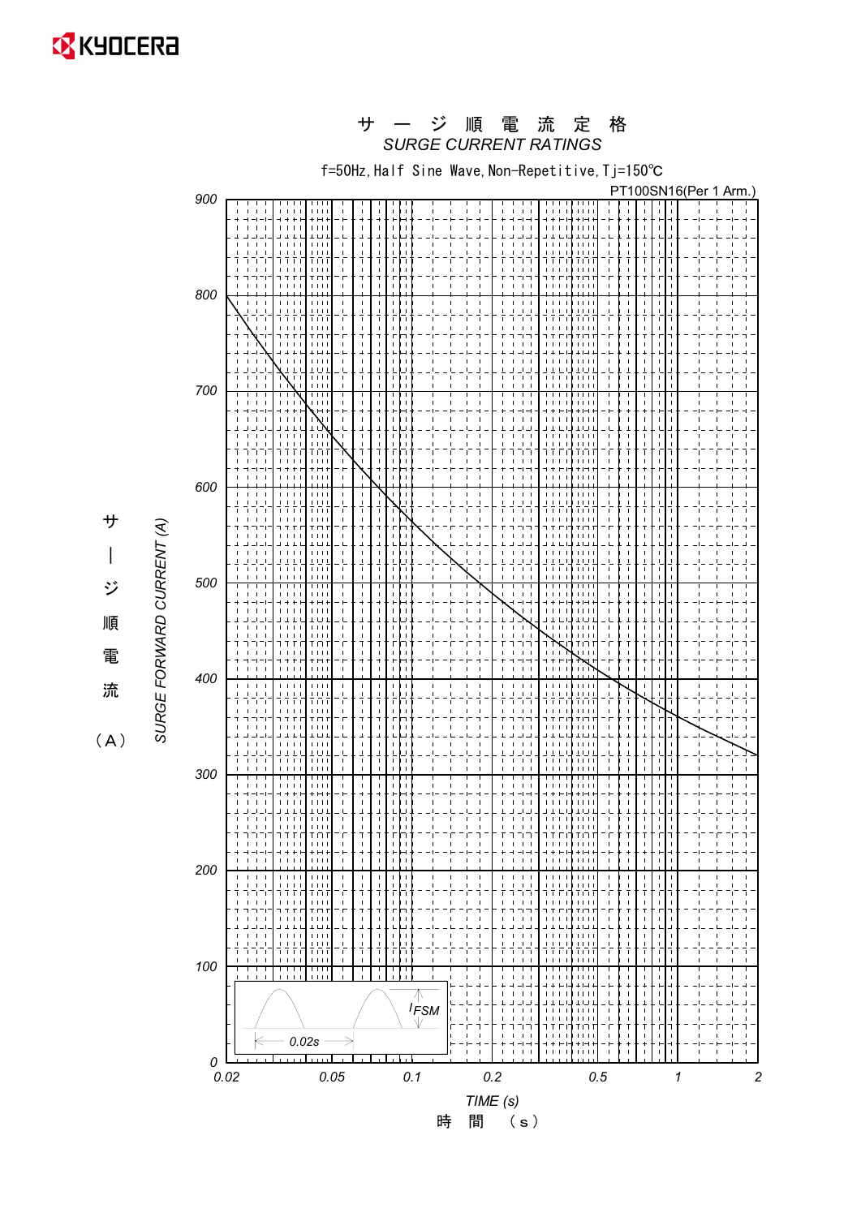# サ ー ジ 順 電 流 定 格

*SURGE CURRENT RATINGS*

f=50Hz,Half Sine Wave,Non-Repetitive,Tj=150℃

PT100SN16(Per 1 Arm.)

サージ順電流（A）

*SURGE FORWARD CURRENT (A)*

900, 800, 700, 600, 500, 400, 300, 200, 100, 0

0.02, 0.05, 0.1, 0.2, 0.5, 1, 2

*TIME (s)*

時 間 （s）

$I_{FSM}$

0.02s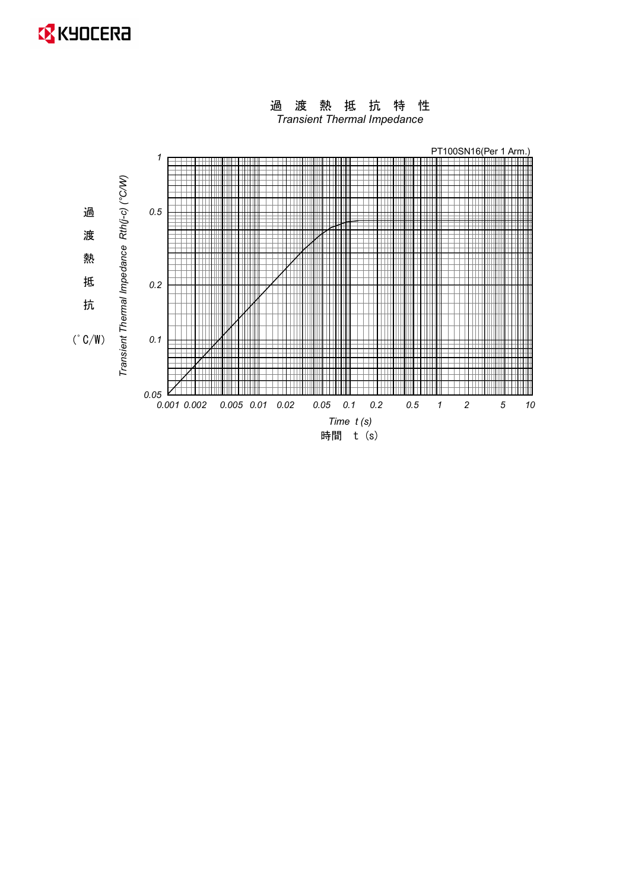KYOCERA

過 渡 熱 抵 抗 特 性

*Transient Thermal Impedance*

PT100SN16(Per 1 Arm.)

過渡熱抵抗 (゜C/W)

*Transient Thermal Impedance Rth(j-c) (°C/W)*

1

0.5

0.2

0.1

0.05

0.001 0.002 0.005 0.01 0.02 0.05 0.1 0.2 0.5 1 2 5 10

*Time t (s)*

時間 t (s)